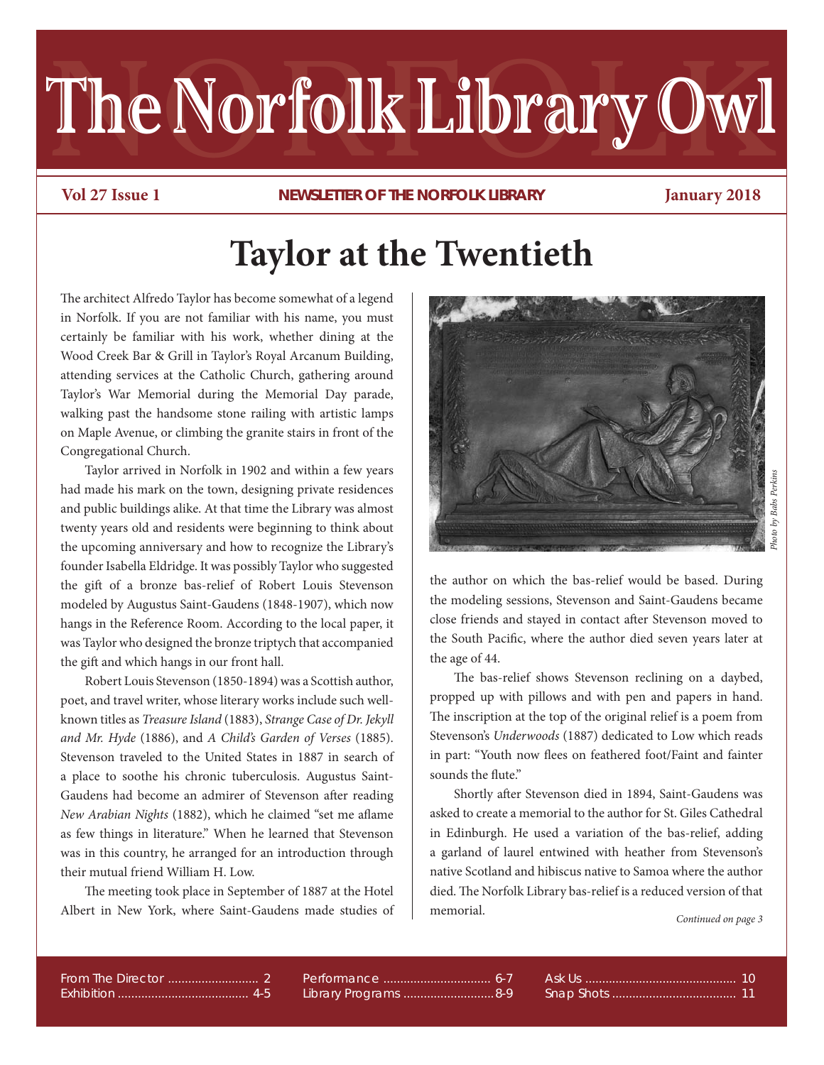# The Norfolk Library Owl

**Vol 27 Issue 1** | **NEWSLETTER OF THE NORFOLK LIBRARY** | **January 2018**

# Taylor at the Twentieth

The architect Alfredo Taylor has become somewhat of a legend in Norfolk. If you are not familiar with his name, you must certainly be familiar with his work, whether dining at the Wood Creek Bar & Grill in Taylor's Royal Arcanum Building, attending services at the Catholic Church, gathering around Taylor's War Memorial during the Memorial Day parade, walking past the handsome stone railing with artistic lamps on Maple Avenue, or climbing the granite stairs in front of the Congregational Church.

Taylor arrived in Norfolk in 1902 and within a few years had made his mark on the town, designing private residences and public buildings alike. At that time the Library was almost twenty years old and residents were beginning to think about the upcoming anniversary and how to recognize the Library's founder Isabella Eldridge. It was possibly Taylor who suggested the gift of a bronze bas-relief of Robert Louis Stevenson modeled by Augustus Saint-Gaudens (1848-1907), which now hangs in the Reference Room. According to the local paper, it was Taylor who designed the bronze triptych that accompanied the gift and which hangs in our front hall.

Robert Louis Stevenson (1850-1894) was a Scottish author, poet, and travel writer, whose literary works include such well-known titles as *Treasure Island* (1883), *Strange Case of Dr. Jekyll and Mr. Hyde* (1886), and *A Child's Garden of Verses* (1885). Stevenson traveled to the United States in 1887 in search of a place to soothe his chronic tuberculosis. Augustus Saint-Gaudens had become an admirer of Stevenson after reading *New Arabian Nights* (1882), which he claimed "set me aflame as few things in literature." When he learned that Stevenson was in this country, he arranged for an introduction through their mutual friend William H. Low.

The meeting took place in September of 1887 at the Hotel Albert in New York, where Saint-Gaudens made studies of the author on which the bas-relief would be based. During the modeling sessions, Stevenson and Saint-Gaudens became close friends and stayed in contact after Stevenson moved to the South Pacific, where the author died seven years later at the age of 44.

*Photo by Babs Perkins*

The bas-relief shows Stevenson reclining on a daybed, propped up with pillows and with pen and papers in hand. The inscription at the top of the original relief is a poem from Stevenson's *Underwoods* (1887) dedicated to Low which reads in part: "Youth now flees on feathered foot/Faint and fainter sounds the flute."

Shortly after Stevenson died in 1894, Saint-Gaudens was asked to create a memorial to the author for St. Giles Cathedral in Edinburgh. He used a variation of the bas-relief, adding a garland of laurel entwined with heather from Stevenson's native Scotland and hibiscus native to Samoa where the author died. The Norfolk Library bas-relief is a reduced version of that memorial.

*Continued on page 3*

| | | |
|---|---|---|
| From The Director ........ 2 | Performance ........ 6-7 | Ask Us ........ 10 |
| Exhibition ........ 4-5 | Library Programs ........ 8-9 | Snap Shots ........ 11 |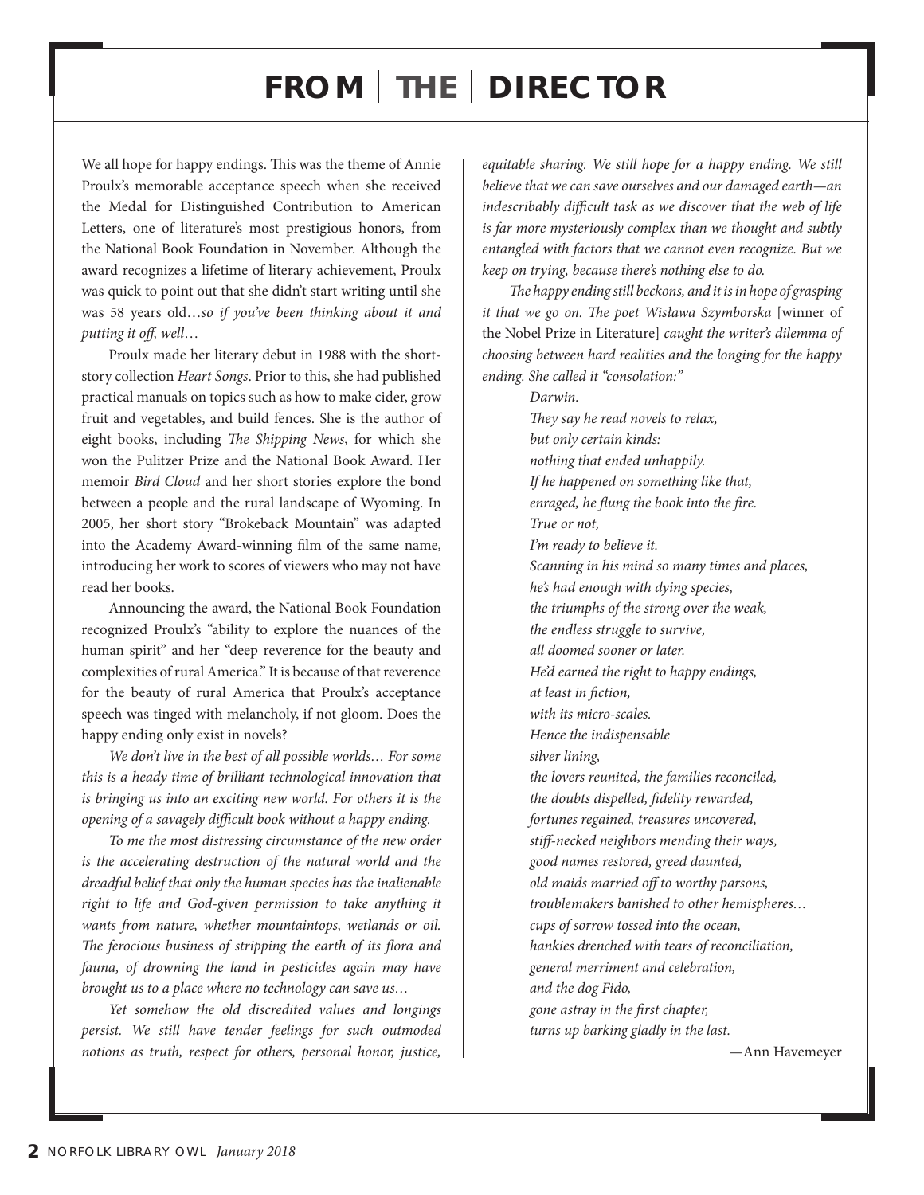# FROM | THE | DIRECTOR

We all hope for happy endings. This was the theme of Annie Proulx's memorable acceptance speech when she received the Medal for Distinguished Contribution to American Letters, one of literature's most prestigious honors, from the National Book Foundation in November. Although the award recognizes a lifetime of literary achievement, Proulx was quick to point out that she didn't start writing until she was 58 years old…*so if you've been thinking about it and putting it off, well…*

Proulx made her literary debut in 1988 with the short-story collection *Heart Songs*. Prior to this, she had published practical manuals on topics such as how to make cider, grow fruit and vegetables, and build fences. She is the author of eight books, including *The Shipping News*, for which she won the Pulitzer Prize and the National Book Award. Her memoir *Bird Cloud* and her short stories explore the bond between a people and the rural landscape of Wyoming. In 2005, her short story "Brokeback Mountain" was adapted into the Academy Award-winning film of the same name, introducing her work to scores of viewers who may not have read her books.

Announcing the award, the National Book Foundation recognized Proulx's "ability to explore the nuances of the human spirit" and her "deep reverence for the beauty and complexities of rural America." It is because of that reverence for the beauty of rural America that Proulx's acceptance speech was tinged with melancholy, if not gloom. Does the happy ending only exist in novels?

*We don't live in the best of all possible worlds… For some this is a heady time of brilliant technological innovation that is bringing us into an exciting new world. For others it is the opening of a savagely difficult book without a happy ending.*

*To me the most distressing circumstance of the new order is the accelerating destruction of the natural world and the dreadful belief that only the human species has the inalienable right to life and God-given permission to take anything it wants from nature, whether mountaintops, wetlands or oil. The ferocious business of stripping the earth of its flora and fauna, of drowning the land in pesticides again may have brought us to a place where no technology can save us…*

*Yet somehow the old discredited values and longings persist. We still have tender feelings for such outmoded notions as truth, respect for others, personal honor, justice, equitable sharing. We still hope for a happy ending. We still believe that we can save ourselves and our damaged earth—an indescribably difficult task as we discover that the web of life is far more mysteriously complex than we thought and subtly entangled with factors that we cannot even recognize. But we keep on trying, because there's nothing else to do.*

*The happy ending still beckons, and it is in hope of grasping it that we go on. The poet Wisława Szymborska* [winner of the Nobel Prize in Literature] *caught the writer's dilemma of choosing between hard realities and the longing for the happy ending. She called it "consolation:"*

> *Darwin.*
> *They say he read novels to relax,*
> *but only certain kinds:*
> *nothing that ended unhappily.*
> *If he happened on something like that,*
> *enraged, he flung the book into the fire.*
> *True or not,*
> *I'm ready to believe it.*
> *Scanning in his mind so many times and places,*
> *he's had enough with dying species,*
> *the triumphs of the strong over the weak,*
> *the endless struggle to survive,*
> *all doomed sooner or later.*
> *He'd earned the right to happy endings,*
> *at least in fiction,*
> *with its micro-scales.*
> *Hence the indispensable*
> *silver lining,*
> *the lovers reunited, the families reconciled,*
> *the doubts dispelled, fidelity rewarded,*
> *fortunes regained, treasures uncovered,*
> *stiff-necked neighbors mending their ways,*
> *good names restored, greed daunted,*
> *old maids married off to worthy parsons,*
> *troublemakers banished to other hemispheres…*
> *cups of sorrow tossed into the ocean,*
> *hankies drenched with tears of reconciliation,*
> *general merriment and celebration,*
> *and the dog Fido,*
> *gone astray in the first chapter,*
> *turns up barking gladly in the last.*

—Ann Havemeyer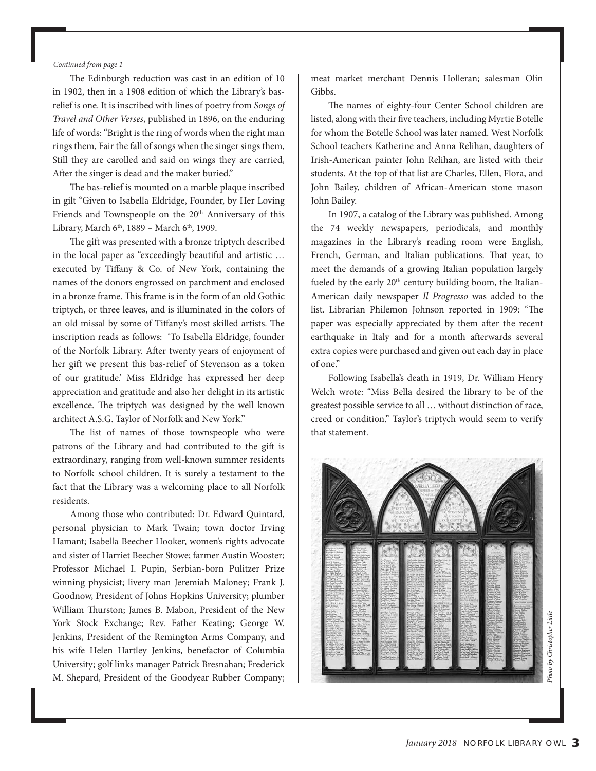*Continued from page 1*

The Edinburgh reduction was cast in an edition of 10 in 1902, then in a 1908 edition of which the Library's bas-relief is one. It is inscribed with lines of poetry from *Songs of Travel and Other Verses*, published in 1896, on the enduring life of words: "Bright is the ring of words when the right man rings them, Fair the fall of songs when the singer sings them, Still they are carolled and said on wings they are carried, After the singer is dead and the maker buried."

The bas-relief is mounted on a marble plaque inscribed in gilt "Given to Isabella Eldridge, Founder, by Her Loving Friends and Townspeople on the 20th Anniversary of this Library, March 6th, 1889 – March 6th, 1909.

The gift was presented with a bronze triptych described in the local paper as "exceedingly beautiful and artistic … executed by Tiffany & Co. of New York, containing the names of the donors engrossed on parchment and enclosed in a bronze frame. This frame is in the form of an old Gothic triptych, or three leaves, and is illuminated in the colors of an old missal by some of Tiffany's most skilled artists. The inscription reads as follows: 'To Isabella Eldridge, founder of the Norfolk Library. After twenty years of enjoyment of her gift we present this bas-relief of Stevenson as a token of our gratitude.' Miss Eldridge has expressed her deep appreciation and gratitude and also her delight in its artistic excellence. The triptych was designed by the well known architect A.S.G. Taylor of Norfolk and New York."

The list of names of those townspeople who were patrons of the Library and had contributed to the gift is extraordinary, ranging from well-known summer residents to Norfolk school children. It is surely a testament to the fact that the Library was a welcoming place to all Norfolk residents.

Among those who contributed: Dr. Edward Quintard, personal physician to Mark Twain; town doctor Irving Hamant; Isabella Beecher Hooker, women's rights advocate and sister of Harriet Beecher Stowe; farmer Austin Wooster; Professor Michael I. Pupin, Serbian-born Pulitzer Prize winning physicist; livery man Jeremiah Maloney; Frank J. Goodnow, President of Johns Hopkins University; plumber William Thurston; James B. Mabon, President of the New York Stock Exchange; Rev. Father Keating; George W. Jenkins, President of the Remington Arms Company, and his wife Helen Hartley Jenkins, benefactor of Columbia University; golf links manager Patrick Bresnahan; Frederick M. Shepard, President of the Goodyear Rubber Company; meat market merchant Dennis Holleran; salesman Olin Gibbs.

The names of eighty-four Center School children are listed, along with their five teachers, including Myrtie Botelle for whom the Botelle School was later named. West Norfolk School teachers Katherine and Anna Relihan, daughters of Irish-American painter John Relihan, are listed with their students. At the top of that list are Charles, Ellen, Flora, and John Bailey, children of African-American stone mason John Bailey.

In 1907, a catalog of the Library was published. Among the 74 weekly newspapers, periodicals, and monthly magazines in the Library's reading room were English, French, German, and Italian publications. That year, to meet the demands of a growing Italian population largely fueled by the early 20th century building boom, the Italian-American daily newspaper *Il Progresso* was added to the list. Librarian Philemon Johnson reported in 1909: "The paper was especially appreciated by them after the recent earthquake in Italy and for a month afterwards several extra copies were purchased and given out each day in place of one."

Following Isabella's death in 1919, Dr. William Henry Welch wrote: "Miss Bella desired the library to be of the greatest possible service to all … without distinction of race, creed or condition." Taylor's triptych would seem to verify that statement.

*Photo by Christopher Little*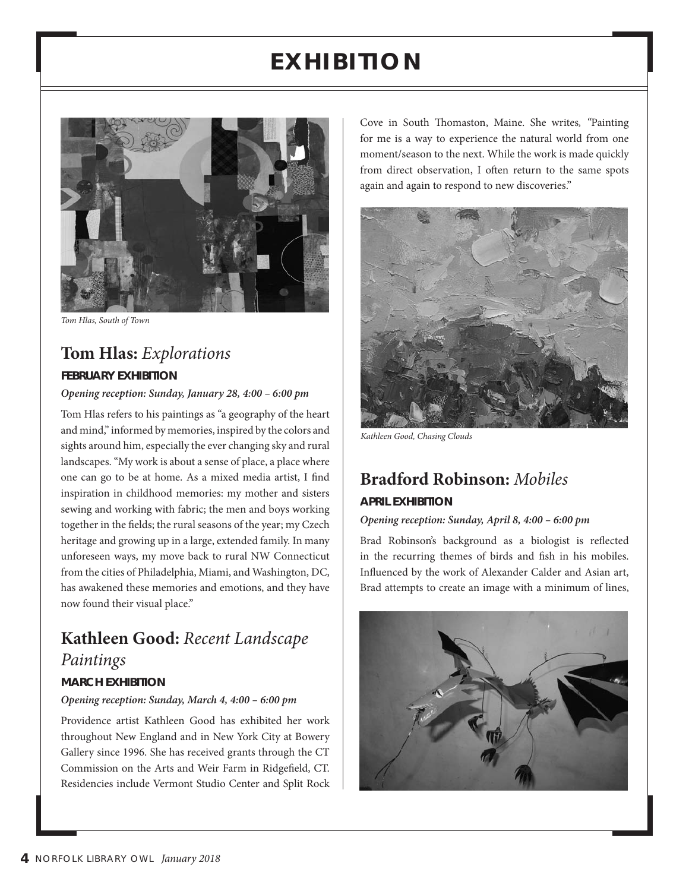# EXHIBITION

Tom Hlas, South of Town

## Tom Hlas: *Explorations*

**FEBRUARY EXHIBITION**

***Opening reception: Sunday, January 28, 4:00 – 6:00 pm***

Tom Hlas refers to his paintings as "a geography of the heart and mind," informed by memories, inspired by the colors and sights around him, especially the ever changing sky and rural landscapes. "My work is about a sense of place, a place where one can go to be at home. As a mixed media artist, I find inspiration in childhood memories: my mother and sisters sewing and working with fabric; the men and boys working together in the fields; the rural seasons of the year; my Czech heritage and growing up in a large, extended family. In many unforeseen ways, my move back to rural NW Connecticut from the cities of Philadelphia, Miami, and Washington, DC, has awakened these memories and emotions, and they have now found their visual place."

## Kathleen Good: *Recent Landscape Paintings*

**MARCH EXHIBITION**

***Opening reception: Sunday, March 4, 4:00 – 6:00 pm***

Providence artist Kathleen Good has exhibited her work throughout New England and in New York City at Bowery Gallery since 1996. She has received grants through the CT Commission on the Arts and Weir Farm in Ridgefield, CT. Residencies include Vermont Studio Center and Split Rock Cove in South Thomaston, Maine. She writes, "Painting for me is a way to experience the natural world from one moment/season to the next. While the work is made quickly from direct observation, I often return to the same spots again and again to respond to new discoveries."

Kathleen Good, Chasing Clouds

## Bradford Robinson: *Mobiles*

**APRIL EXHIBITION**

***Opening reception: Sunday, April 8, 4:00 – 6:00 pm***

Brad Robinson's background as a biologist is reflected in the recurring themes of birds and fish in his mobiles. Influenced by the work of Alexander Calder and Asian art, Brad attempts to create an image with a minimum of lines,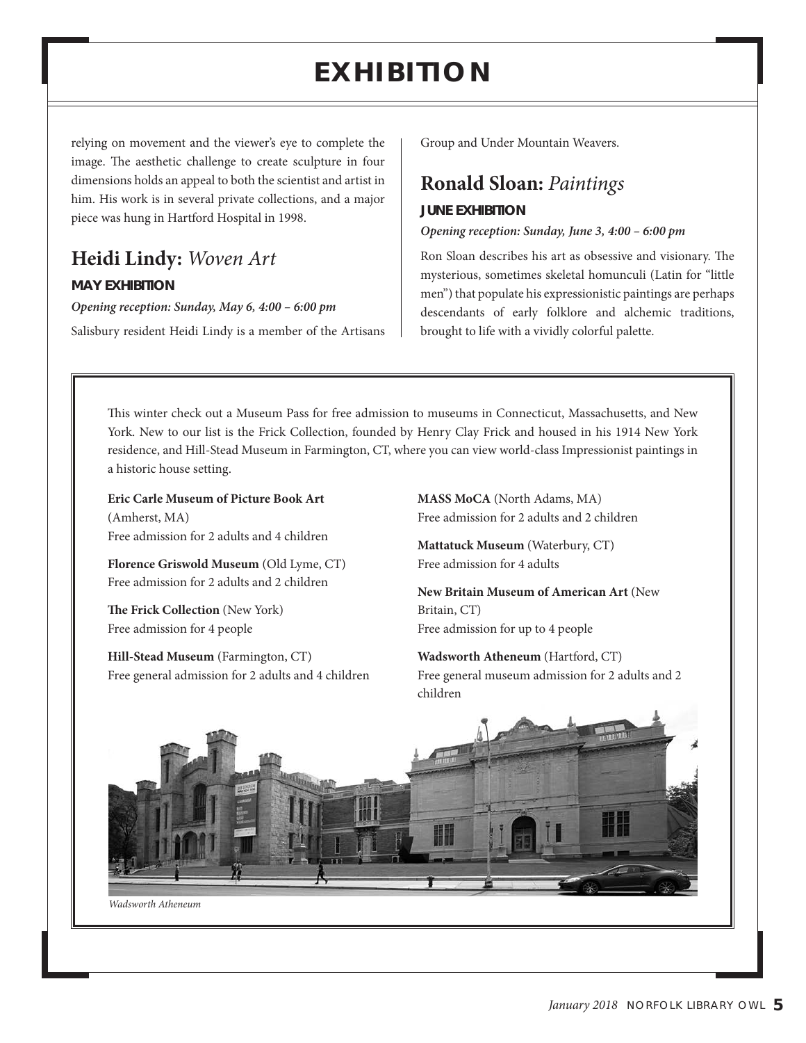# EXHIBITION

relying on movement and the viewer's eye to complete the image. The aesthetic challenge to create sculpture in four dimensions holds an appeal to both the scientist and artist in him. His work is in several private collections, and a major piece was hung in Hartford Hospital in 1998.

## Heidi Lindy: *Woven Art*

**MAY EXHIBITION**

***Opening reception: Sunday, May 6, 4:00 – 6:00 pm***

Salisbury resident Heidi Lindy is a member of the Artisans Group and Under Mountain Weavers.

## Ronald Sloan: *Paintings*

**JUNE EXHIBITION**

***Opening reception: Sunday, June 3, 4:00 – 6:00 pm***

Ron Sloan describes his art as obsessive and visionary. The mysterious, sometimes skeletal homunculi (Latin for "little men") that populate his expressionistic paintings are perhaps descendants of early folklore and alchemic traditions, brought to life with a vividly colorful palette.

---

This winter check out a Museum Pass for free admission to museums in Connecticut, Massachusetts, and New York. New to our list is the Frick Collection, founded by Henry Clay Frick and housed in his 1914 New York residence, and Hill-Stead Museum in Farmington, CT, where you can view world-class Impressionist paintings in a historic house setting.

**Eric Carle Museum of Picture Book Art** (Amherst, MA)
Free admission for 2 adults and 4 children

**Florence Griswold Museum** (Old Lyme, CT)
Free admission for 2 adults and 2 children

**The Frick Collection** (New York)
Free admission for 4 people

**Hill-Stead Museum** (Farmington, CT)
Free general admission for 2 adults and 4 children

**MASS MoCA** (North Adams, MA)
Free admission for 2 adults and 2 children

**Mattatuck Museum** (Waterbury, CT)
Free admission for 4 adults

**New Britain Museum of American Art** (New Britain, CT)
Free admission for up to 4 people

**Wadsworth Atheneum** (Hartford, CT)
Free general museum admission for 2 adults and 2 children

*Wadsworth Atheneum*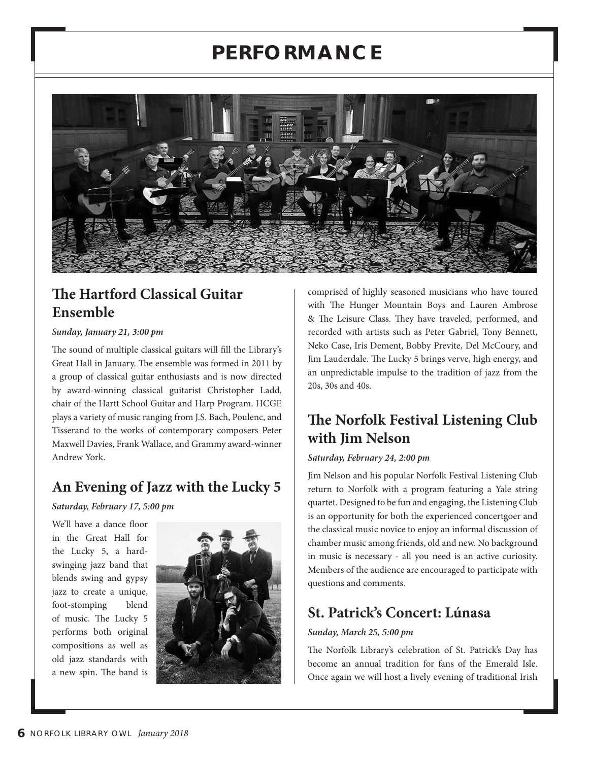# PERFORMANCE

## The Hartford Classical Guitar Ensemble

***Sunday, January 21, 3:00 pm***

The sound of multiple classical guitars will fill the Library's Great Hall in January. The ensemble was formed in 2011 by a group of classical guitar enthusiasts and is now directed by award-winning classical guitarist Christopher Ladd, chair of the Hartt School Guitar and Harp Program. HCGE plays a variety of music ranging from J.S. Bach, Poulenc, and Tisserand to the works of contemporary composers Peter Maxwell Davies, Frank Wallace, and Grammy award-winner Andrew York.

## An Evening of Jazz with the Lucky 5

***Saturday, February 17, 5:00 pm***

We'll have a dance floor in the Great Hall for the Lucky 5, a hard-swinging jazz band that blends swing and gypsy jazz to create a unique, foot-stomping blend of music. The Lucky 5 performs both original compositions as well as old jazz standards with a new spin. The band is comprised of highly seasoned musicians who have toured with The Hunger Mountain Boys and Lauren Ambrose & The Leisure Class. They have traveled, performed, and recorded with artists such as Peter Gabriel, Tony Bennett, Neko Case, Iris Dement, Bobby Previte, Del McCoury, and Jim Lauderdale. The Lucky 5 brings verve, high energy, and an unpredictable impulse to the tradition of jazz from the 20s, 30s and 40s.

## The Norfolk Festival Listening Club with Jim Nelson

***Saturday, February 24, 2:00 pm***

Jim Nelson and his popular Norfolk Festival Listening Club return to Norfolk with a program featuring a Yale string quartet. Designed to be fun and engaging, the Listening Club is an opportunity for both the experienced concertgoer and the classical music novice to enjoy an informal discussion of chamber music among friends, old and new. No background in music is necessary - all you need is an active curiosity. Members of the audience are encouraged to participate with questions and comments.

## St. Patrick's Concert: Lúnasa

***Sunday, March 25, 5:00 pm***

The Norfolk Library's celebration of St. Patrick's Day has become an annual tradition for fans of the Emerald Isle. Once again we will host a lively evening of traditional Irish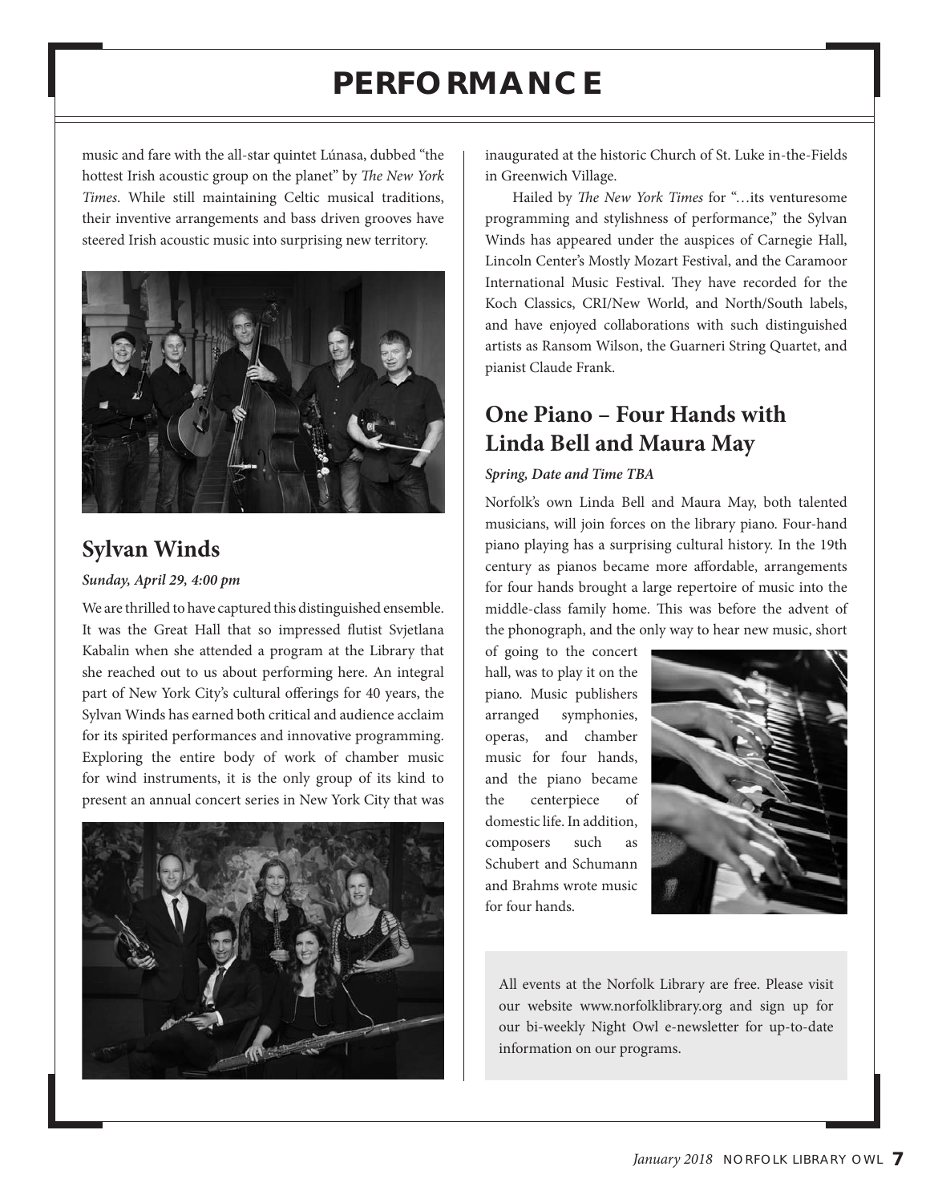# PERFORMANCE

music and fare with the all-star quintet Lúnasa, dubbed "the hottest Irish acoustic group on the planet" by *The New York Times*. While still maintaining Celtic musical traditions, their inventive arrangements and bass driven grooves have steered Irish acoustic music into surprising new territory.

## Sylvan Winds

***Sunday, April 29, 4:00 pm***

We are thrilled to have captured this distinguished ensemble. It was the Great Hall that so impressed flutist Svjetlana Kabalin when she attended a program at the Library that she reached out to us about performing here. An integral part of New York City's cultural offerings for 40 years, the Sylvan Winds has earned both critical and audience acclaim for its spirited performances and innovative programming. Exploring the entire body of work of chamber music for wind instruments, it is the only group of its kind to present an annual concert series in New York City that was inaugurated at the historic Church of St. Luke in-the-Fields in Greenwich Village.

Hailed by *The New York Times* for "…its venturesome programming and stylishness of performance," the Sylvan Winds has appeared under the auspices of Carnegie Hall, Lincoln Center's Mostly Mozart Festival, and the Caramoor International Music Festival. They have recorded for the Koch Classics, CRI/New World, and North/South labels, and have enjoyed collaborations with such distinguished artists as Ransom Wilson, the Guarneri String Quartet, and pianist Claude Frank.

## One Piano – Four Hands with Linda Bell and Maura May

***Spring, Date and Time TBA***

Norfolk's own Linda Bell and Maura May, both talented musicians, will join forces on the library piano. Four-hand piano playing has a surprising cultural history. In the 19th century as pianos became more affordable, arrangements for four hands brought a large repertoire of music into the middle-class family home. This was before the advent of the phonograph, and the only way to hear new music, short of going to the concert hall, was to play it on the piano. Music publishers arranged symphonies, operas, and chamber music for four hands, and the piano became the centerpiece of domestic life. In addition, composers such as Schubert and Schumann and Brahms wrote music for four hands.

All events at the Norfolk Library are free. Please visit our website www.norfolklibrary.org and sign up for our bi-weekly Night Owl e-newsletter for up-to-date information on our programs.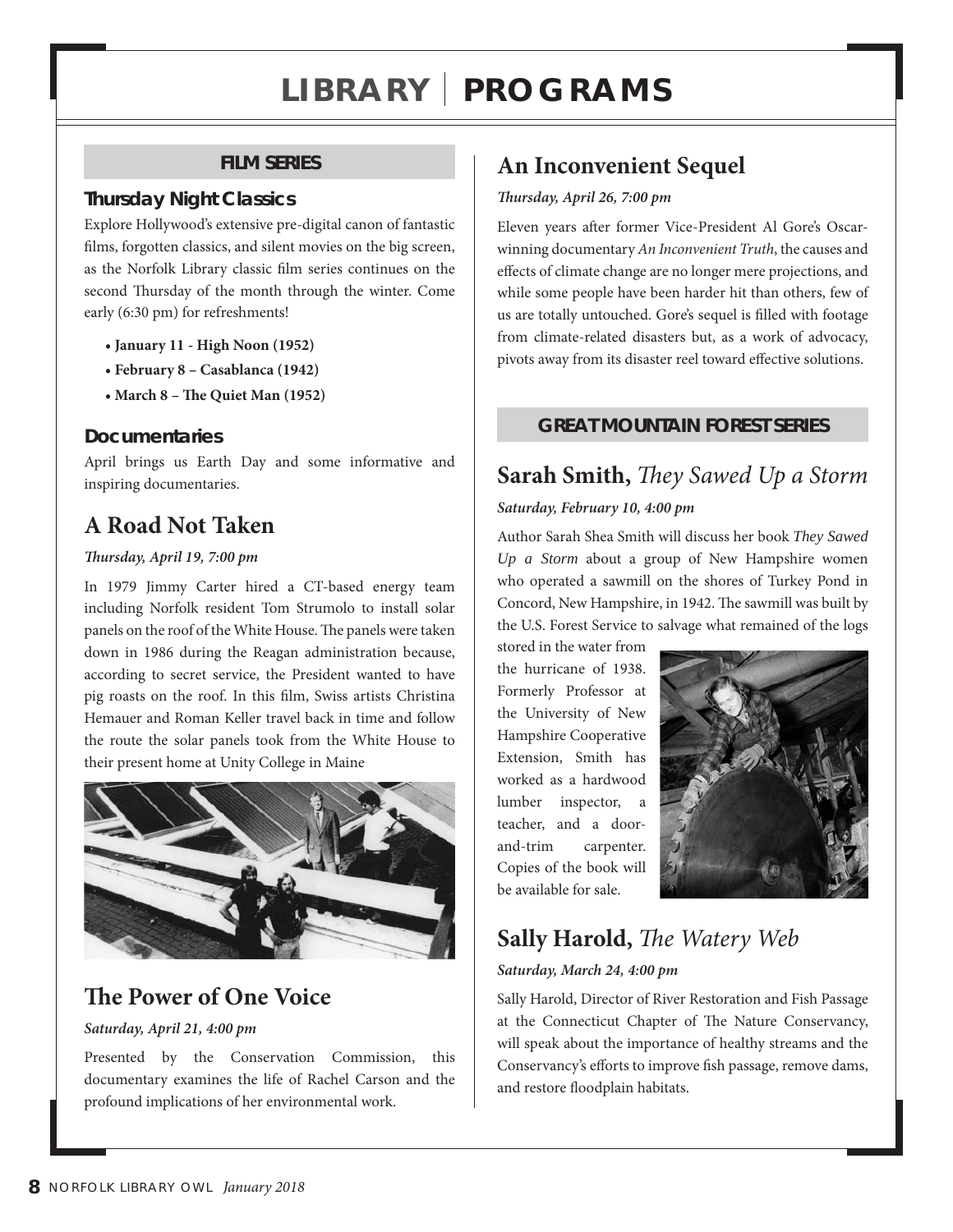# LIBRARY | PROGRAMS

## FILM SERIES

### Thursday Night Classics

Explore Hollywood's extensive pre-digital canon of fantastic films, forgotten classics, and silent movies on the big screen, as the Norfolk Library classic film series continues on the second Thursday of the month through the winter. Come early (6:30 pm) for refreshments!

- **January 11 - High Noon (1952)**
- **February 8 – Casablanca (1942)**
- **March 8 – The Quiet Man (1952)**

### Documentaries

April brings us Earth Day and some informative and inspiring documentaries.

## A Road Not Taken

***Thursday, April 19, 7:00 pm***

In 1979 Jimmy Carter hired a CT-based energy team including Norfolk resident Tom Strumolo to install solar panels on the roof of the White House. The panels were taken down in 1986 during the Reagan administration because, according to secret service, the President wanted to have pig roasts on the roof. In this film, Swiss artists Christina Hemauer and Roman Keller travel back in time and follow the route the solar panels took from the White House to their present home at Unity College in Maine

## The Power of One Voice

***Saturday, April 21, 4:00 pm***

Presented by the Conservation Commission, this documentary examines the life of Rachel Carson and the profound implications of her environmental work.

## An Inconvenient Sequel

***Thursday, April 26, 7:00 pm***

Eleven years after former Vice-President Al Gore's Oscar-winning documentary *An Inconvenient Truth*, the causes and effects of climate change are no longer mere projections, and while some people have been harder hit than others, few of us are totally untouched. Gore's sequel is filled with footage from climate-related disasters but, as a work of advocacy, pivots away from its disaster reel toward effective solutions.

## GREAT MOUNTAIN FOREST SERIES

## Sarah Smith, *They Sawed Up a Storm*

***Saturday, February 10, 4:00 pm***

Author Sarah Shea Smith will discuss her book *They Sawed Up a Storm* about a group of New Hampshire women who operated a sawmill on the shores of Turkey Pond in Concord, New Hampshire, in 1942. The sawmill was built by the U.S. Forest Service to salvage what remained of the logs stored in the water from the hurricane of 1938. Formerly Professor at the University of New Hampshire Cooperative Extension, Smith has worked as a hardwood lumber inspector, a teacher, and a door-and-trim carpenter. Copies of the book will be available for sale.

## Sally Harold, *The Watery Web*

***Saturday, March 24, 4:00 pm***

Sally Harold, Director of River Restoration and Fish Passage at the Connecticut Chapter of The Nature Conservancy, will speak about the importance of healthy streams and the Conservancy's efforts to improve fish passage, remove dams, and restore floodplain habitats.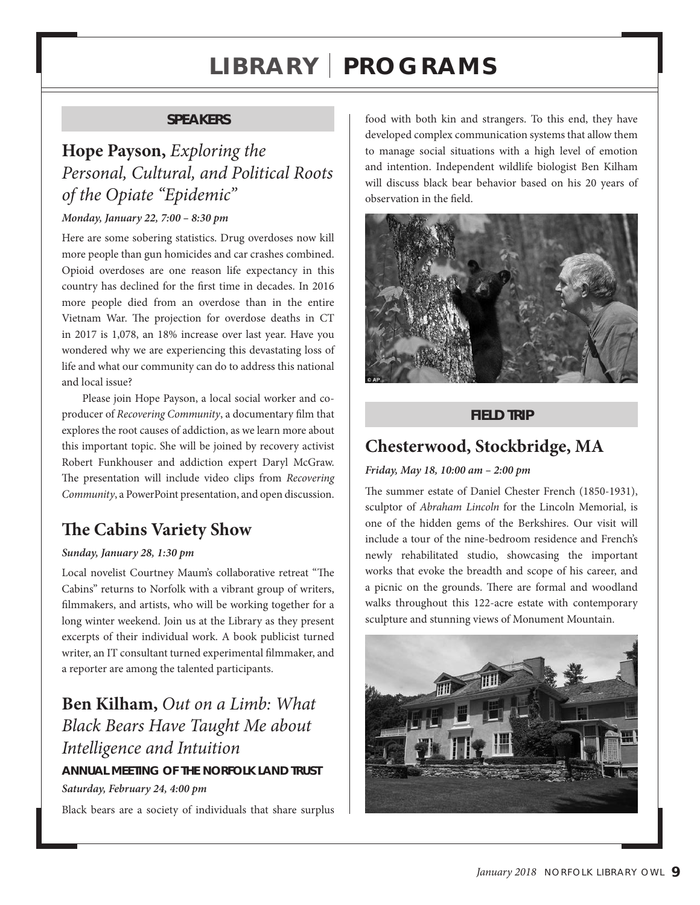# LIBRARY | PROGRAMS

## SPEAKERS

### Hope Payson, *Exploring the Personal, Cultural, and Political Roots of the Opiate "Epidemic"*

***Monday, January 22, 7:00 – 8:30 pm***

Here are some sobering statistics. Drug overdoses now kill more people than gun homicides and car crashes combined. Opioid overdoses are one reason life expectancy in this country has declined for the first time in decades. In 2016 more people died from an overdose than in the entire Vietnam War. The projection for overdose deaths in CT in 2017 is 1,078, an 18% increase over last year. Have you wondered why we are experiencing this devastating loss of life and what our community can do to address this national and local issue?

Please join Hope Payson, a local social worker and co-producer of *Recovering Community*, a documentary film that explores the root causes of addiction, as we learn more about this important topic. She will be joined by recovery activist Robert Funkhouser and addiction expert Daryl McGraw. The presentation will include video clips from *Recovering Community*, a PowerPoint presentation, and open discussion.

### The Cabins Variety Show

***Sunday, January 28, 1:30 pm***

Local novelist Courtney Maum's collaborative retreat "The Cabins" returns to Norfolk with a vibrant group of writers, filmmakers, and artists, who will be working together for a long winter weekend. Join us at the Library as they present excerpts of their individual work. A book publicist turned writer, an IT consultant turned experimental filmmaker, and a reporter are among the talented participants.

### Ben Kilham, *Out on a Limb: What Black Bears Have Taught Me about Intelligence and Intuition*

**ANNUAL MEETING OF THE NORFOLK LAND TRUST**

***Saturday, February 24, 4:00 pm***

Black bears are a society of individuals that share surplus food with both kin and strangers. To this end, they have developed complex communication systems that allow them to manage social situations with a high level of emotion and intention. Independent wildlife biologist Ben Kilham will discuss black bear behavior based on his 20 years of observation in the field.

## FIELD TRIP

### Chesterwood, Stockbridge, MA

***Friday, May 18, 10:00 am – 2:00 pm***

The summer estate of Daniel Chester French (1850-1931), sculptor of *Abraham Lincoln* for the Lincoln Memorial, is one of the hidden gems of the Berkshires. Our visit will include a tour of the nine-bedroom residence and French's newly rehabilitated studio, showcasing the important works that evoke the breadth and scope of his career, and a picnic on the grounds. There are formal and woodland walks throughout this 122-acre estate with contemporary sculpture and stunning views of Monument Mountain.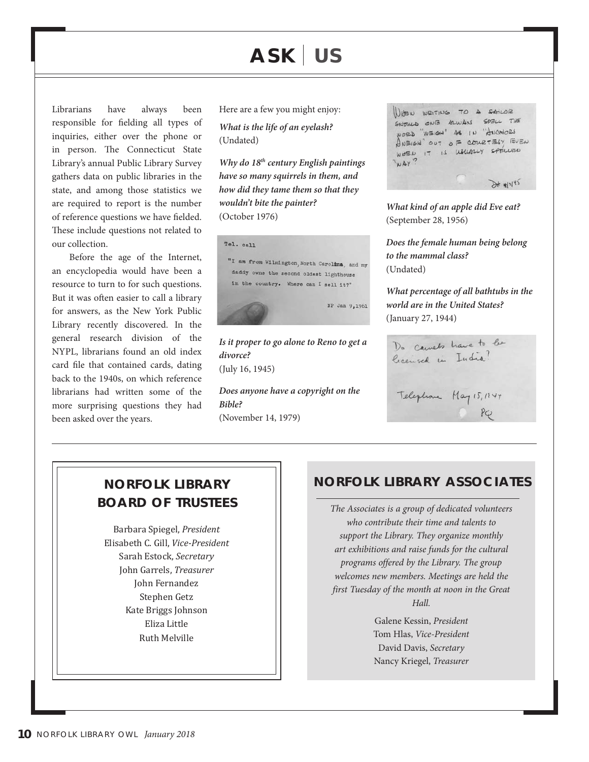# ASK | US

Librarians have always been responsible for fielding all types of inquiries, either over the phone or in person. The Connecticut State Library's annual Public Library Survey gathers data on public libraries in the state, and among those statistics we are required to report is the number of reference questions we have fielded. These include questions not related to our collection.

Before the age of the Internet, an encyclopedia would have been a resource to turn to for such questions. But it was often easier to call a library for answers, as the New York Public Library recently discovered. In the general research division of the NYPL, librarians found an old index card file that contained cards, dating back to the 1940s, on which reference librarians had written some of the more surprising questions they had been asked over the years.

Here are a few you might enjoy:

***What is the life of an eyelash?***
(Undated)

***Why do 18th century English paintings have so many squirrels in them, and how did they tame them so that they wouldn't bite the painter?***
(October 1976)

Tel. call

"I am from Wilmington, North Carolina, and my daddy owns the second oldest lighthouse in the country. Where can I sell it?"

NP Jan 9, 1961

***Is it proper to go alone to Reno to get a divorce?***
(July 16, 1945)

***Does anyone have a copyright on the Bible?***
(November 14, 1979)

WHEN WRITING TO A SAILOR SHOULD ONE ALWAYS SPELL THE WORD "WEIGH" AS IN "ANCHORS ANEIGH" OUT OF COURTESY EVEN WHEN IT IS USUALLY SPELLED "WAY"?

***What kind of an apple did Eve eat?***
(September 28, 1956)

***Does the female human being belong to the mammal class?***
(Undated)

***What percentage of all bathtubs in the world are in the United States?***
(January 27, 1944)

Do camels have to be licensed in India?

Telephone May 15, 1944

---

## NORFOLK LIBRARY BOARD OF TRUSTEES

Barbara Spiegel, *President*
Elisabeth C. Gill, *Vice-President*
Sarah Estock, *Secretary*
John Garrels, *Treasurer*
John Fernandez
Stephen Getz
Kate Briggs Johnson
Eliza Little
Ruth Melville

## NORFOLK LIBRARY ASSOCIATES

*The Associates is a group of dedicated volunteers who contribute their time and talents to support the Library. They organize monthly art exhibitions and raise funds for the cultural programs offered by the Library. The group welcomes new members. Meetings are held the first Tuesday of the month at noon in the Great Hall.*

Galene Kessin, *President*
Tom Hlas, *Vice-President*
David Davis, *Secretary*
Nancy Kriegel, *Treasurer*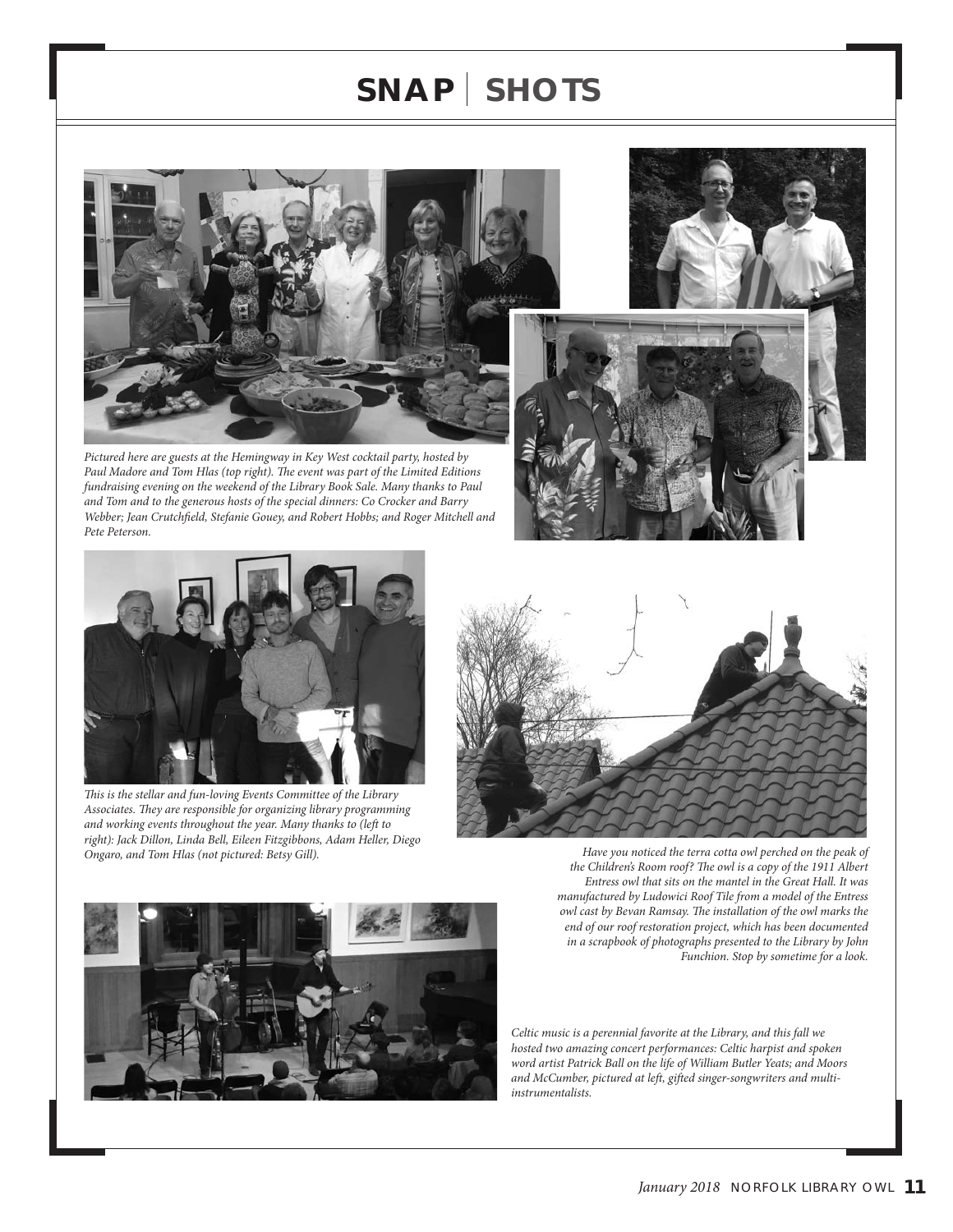# SNAP | SHOTS

*Pictured here are guests at the Hemingway in Key West cocktail party, hosted by Paul Madore and Tom Hlas (top right). The event was part of the Limited Editions fundraising evening on the weekend of the Library Book Sale. Many thanks to Paul and Tom and to the generous hosts of the special dinners: Co Crocker and Barry Webber; Jean Crutchfield, Stefanie Gouey, and Robert Hobbs; and Roger Mitchell and Pete Peterson.*

*This is the stellar and fun-loving Events Committee of the Library Associates. They are responsible for organizing library programming and working events throughout the year. Many thanks to (left to right): Jack Dillon, Linda Bell, Eileen Fitzgibbons, Adam Heller, Diego Ongaro, and Tom Hlas (not pictured: Betsy Gill).*

*Have you noticed the terra cotta owl perched on the peak of the Children's Room roof? The owl is a copy of the 1911 Albert Entress owl that sits on the mantel in the Great Hall. It was manufactured by Ludowici Roof Tile from a model of the Entress owl cast by Bevan Ramsay. The installation of the owl marks the end of our roof restoration project, which has been documented in a scrapbook of photographs presented to the Library by John Funchion. Stop by sometime for a look.*

*Celtic music is a perennial favorite at the Library, and this fall we hosted two amazing concert performances: Celtic harpist and spoken word artist Patrick Ball on the life of William Butler Yeats; and Moors and McCumber, pictured at left, gifted singer-songwriters and multi-instrumentalists.*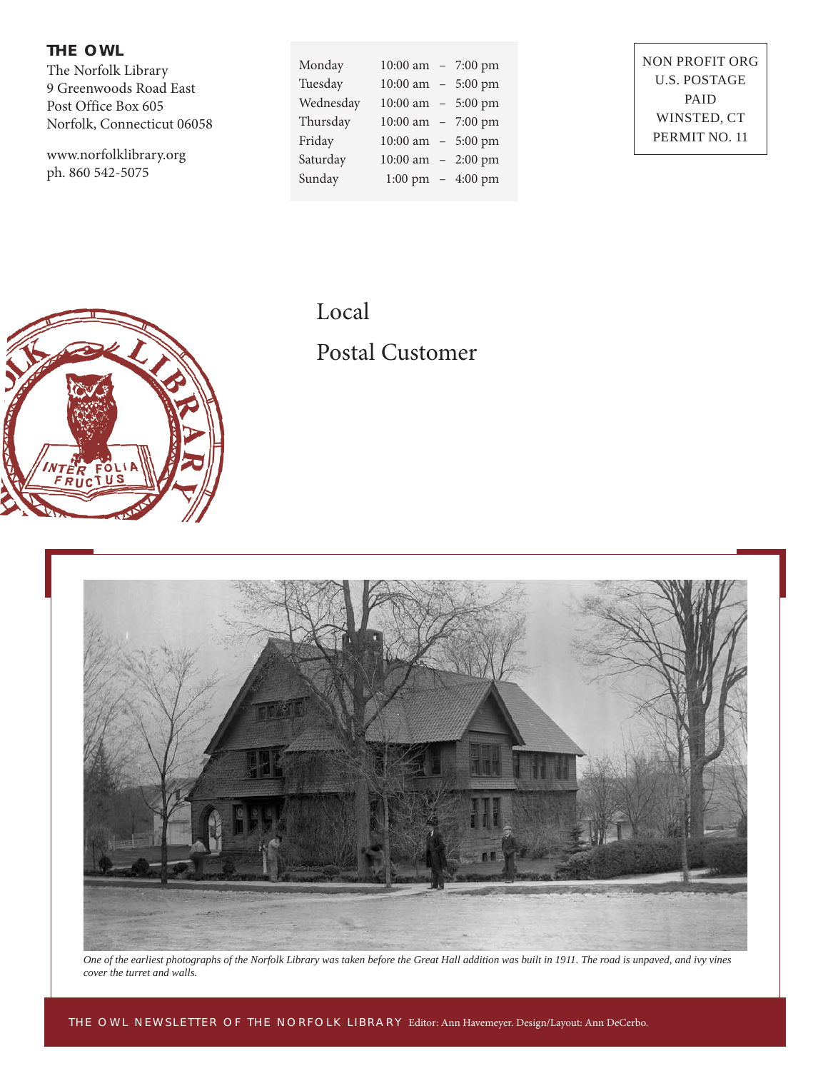**THE OWL**
The Norfolk Library
9 Greenwoods Road East
Post Office Box 605
Norfolk, Connecticut 06058

www.norfolklibrary.org
ph. 860 542-5075

| | |
|---|---|
| Monday | 10:00 am – 7:00 pm |
| Tuesday | 10:00 am – 5:00 pm |
| Wednesday | 10:00 am – 5:00 pm |
| Thursday | 10:00 am – 7:00 pm |
| Friday | 10:00 am – 5:00 pm |
| Saturday | 10:00 am – 2:00 pm |
| Sunday | 1:00 pm – 4:00 pm |

NON PROFIT ORG
U.S. POSTAGE
PAID
WINSTED, CT
PERMIT NO. 11

Local
Postal Customer

*One of the earliest photographs of the Norfolk Library was taken before the Great Hall addition was built in 1911. The road is unpaved, and ivy vines cover the turret and walls.*

THE OWL NEWSLETTER OF THE NORFOLK LIBRARY Editor: Ann Havemeyer. Design/Layout: Ann DeCerbo.